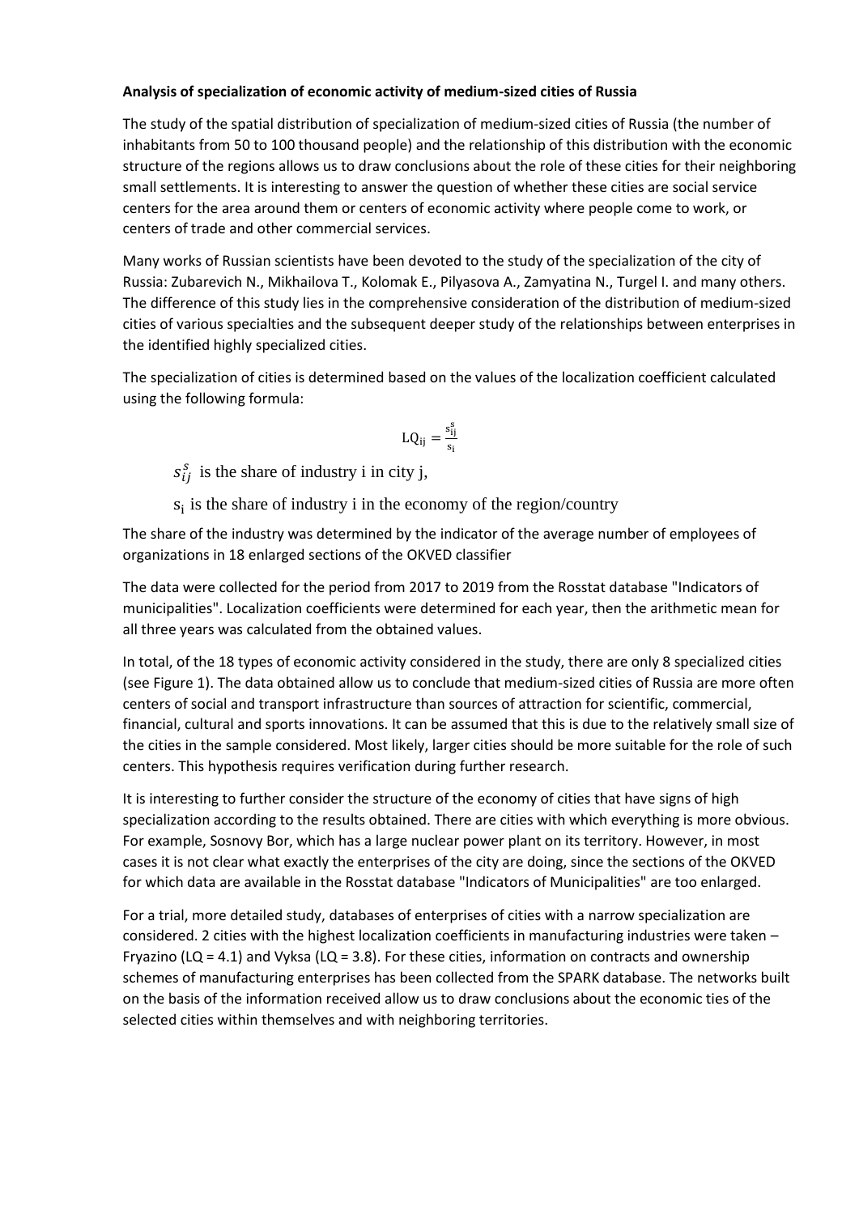**Analysis of specialization of economic activity of medium-sized cities of Russia**

The study of the spatial distribution of specialization of medium-sized cities of Russia (the number of inhabitants from 50 to 100 thousand people) and the relationship of this distribution with the economic structure of the regions allows us to draw conclusions about the role of these cities for their neighboring small settlements. It is interesting to answer the question of whether these cities are social service centers for the area around them or centers of economic activity where people come to work, or centers of trade and other commercial services.

Many works of Russian scientists have been devoted to the study of the specialization of the city of Russia: Zubarevich N., Mikhailova T., Kolomak E., Pilyasova A., Zamyatina N., Turgel I. and many others. The difference of this study lies in the comprehensive consideration of the distribution of medium-sized cities of various specialties and the subsequent deeper study of the relationships between enterprises in the identified highly specialized cities.

The specialization of cities is determined based on the values of the localization coefficient calculated using the following formula:

$$LQ_{ij} = \frac{s_{ij}^{s}}{s_i}$$

$s_{ij}^{s}$ is the share of industry i in city j,

$s_i$ is the share of industry i in the economy of the region/country

The share of the industry was determined by the indicator of the average number of employees of organizations in 18 enlarged sections of the OKVED classifier

The data were collected for the period from 2017 to 2019 from the Rosstat database "Indicators of municipalities". Localization coefficients were determined for each year, then the arithmetic mean for all three years was calculated from the obtained values.

In total, of the 18 types of economic activity considered in the study, there are only 8 specialized cities (see Figure 1). The data obtained allow us to conclude that medium-sized cities of Russia are more often centers of social and transport infrastructure than sources of attraction for scientific, commercial, financial, cultural and sports innovations. It can be assumed that this is due to the relatively small size of the cities in the sample considered. Most likely, larger cities should be more suitable for the role of such centers. This hypothesis requires verification during further research.

It is interesting to further consider the structure of the economy of cities that have signs of high specialization according to the results obtained. There are cities with which everything is more obvious. For example, Sosnovy Bor, which has a large nuclear power plant on its territory. However, in most cases it is not clear what exactly the enterprises of the city are doing, since the sections of the OKVED for which data are available in the Rosstat database "Indicators of Municipalities" are too enlarged.

For a trial, more detailed study, databases of enterprises of cities with a narrow specialization are considered. 2 cities with the highest localization coefficients in manufacturing industries were taken – Fryazino (LQ = 4.1) and Vyksa (LQ = 3.8). For these cities, information on contracts and ownership schemes of manufacturing enterprises has been collected from the SPARK database. The networks built on the basis of the information received allow us to draw conclusions about the economic ties of the selected cities within themselves and with neighboring territories.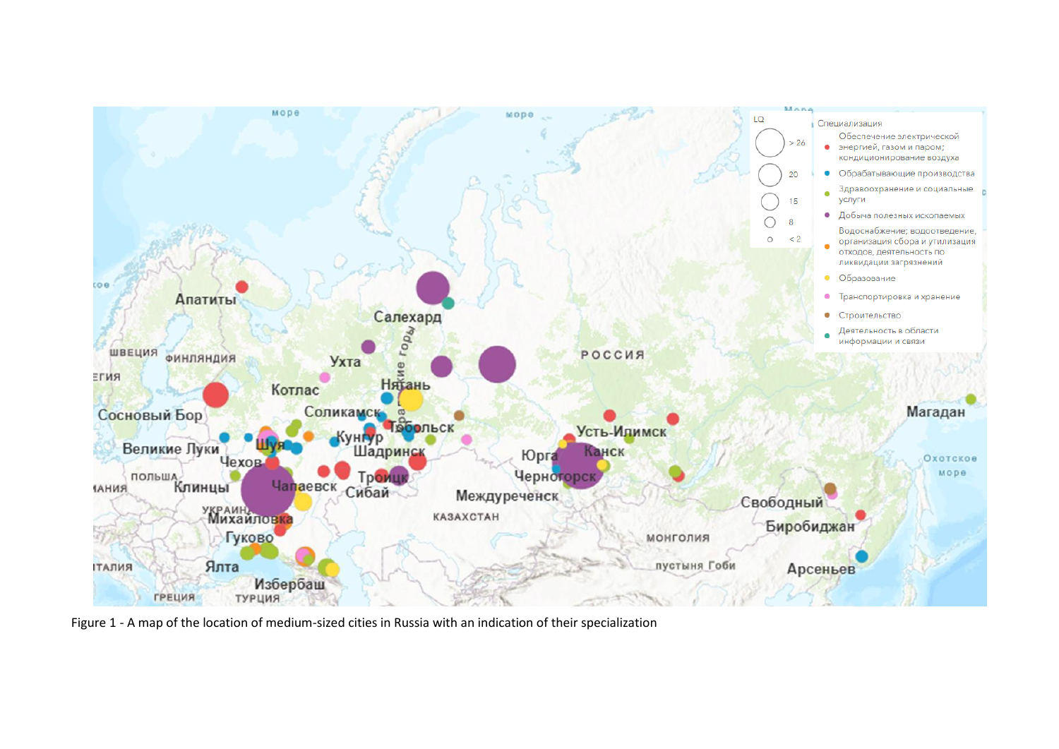LQ

> 26

20

15

8

< 2

Специализация

Обеспечение электрической энергией, газом и паром; кондиционирование воздуха

Обрабатывающие производства

Здравоохранение и социальные услуги

Добыча полезных ископаемых

Водоснабжение; водоотведение, организация сбора и утилизация отходов, деятельность по ликвидации загрязнений

Образование

Транспортировка и хранение

Строительство

Деятельность в области информации и связи

море

море

Апатиты

Салехард

ШВЕЦИЯ

ФИНЛЯНДИЯ

Ухта

Котлас

Нягань

РОССИЯ

Сосновый Бор

Соликамск

Тобольск

Магадан

Великие Луки

Шуя

Кунгур

Шадринск

Усть-Илимск

Чехов

Юрга

Канск

Охотское море

ПОЛЬША

Клинцы

Чапаевск

Троицк

Сибай

Черногорск

Междуреченск

УКРАИНА

Михайловка

КАЗАХСТАН

Свободный

Биробиджан

Гуково

МОНГОЛИЯ

пустыня Гоби

ИТАЛИЯ

Ялта

Избербаш

Арсеньев

ГРЕЦИЯ

ТУРЦИЯ

Figure 1 - A map of the location of medium-sized cities in Russia with an indication of their specialization